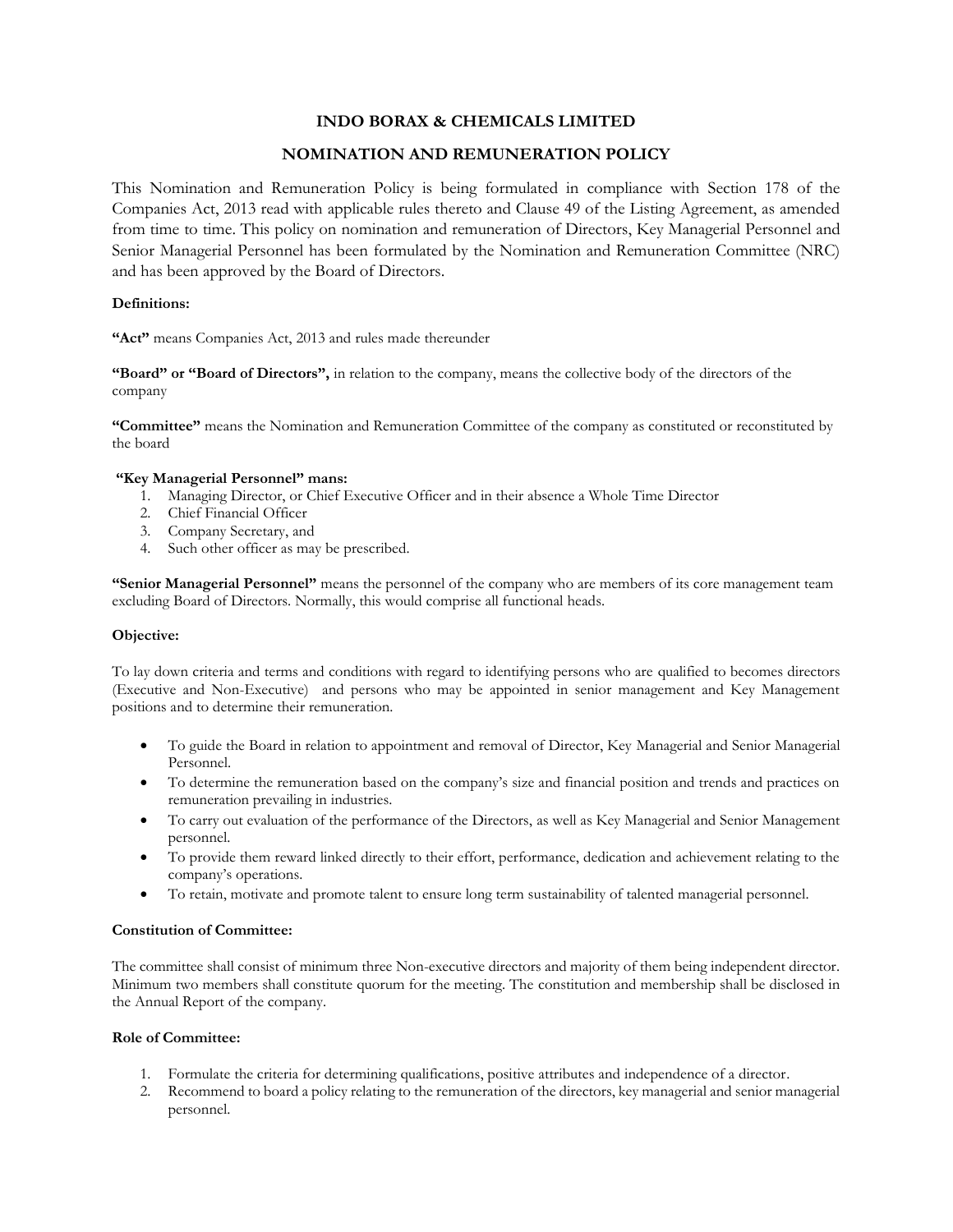# INDO BORAX & CHEMICALS LIMITED

## NOMINATION AND REMUNERATION POLICY

This Nomination and Remuneration Policy is being formulated in compliance with Section 178 of the Companies Act, 2013 read with applicable rules thereto and Clause 49 of the Listing Agreement, as amended from time to time. This policy on nomination and remuneration of Directors, Key Managerial Personnel and Senior Managerial Personnel has been formulated by the Nomination and Remuneration Committee (NRC) and has been approved by the Board of Directors.

**Definitions:**

**"Act"** means Companies Act, 2013 and rules made thereunder

**"Board" or "Board of Directors",** in relation to the company, means the collective body of the directors of the company

**"Committee"** means the Nomination and Remuneration Committee of the company as constituted or reconstituted by the board

**"Key Managerial Personnel" mans:**

1. Managing Director, or Chief Executive Officer and in their absence a Whole Time Director
2. Chief Financial Officer
3. Company Secretary, and
4. Such other officer as may be prescribed.

**"Senior Managerial Personnel"** means the personnel of the company who are members of its core management team excluding Board of Directors. Normally, this would comprise all functional heads.

**Objective:**

To lay down criteria and terms and conditions with regard to identifying persons who are qualified to becomes directors (Executive and Non-Executive) and persons who may be appointed in senior management and Key Management positions and to determine their remuneration.

- To guide the Board in relation to appointment and removal of Director, Key Managerial and Senior Managerial Personnel.
- To determine the remuneration based on the company's size and financial position and trends and practices on remuneration prevailing in industries.
- To carry out evaluation of the performance of the Directors, as well as Key Managerial and Senior Management personnel.
- To provide them reward linked directly to their effort, performance, dedication and achievement relating to the company's operations.
- To retain, motivate and promote talent to ensure long term sustainability of talented managerial personnel.

**Constitution of Committee:**

The committee shall consist of minimum three Non-executive directors and majority of them being independent director. Minimum two members shall constitute quorum for the meeting. The constitution and membership shall be disclosed in the Annual Report of the company.

**Role of Committee:**

1. Formulate the criteria for determining qualifications, positive attributes and independence of a director.
2. Recommend to board a policy relating to the remuneration of the directors, key managerial and senior managerial personnel.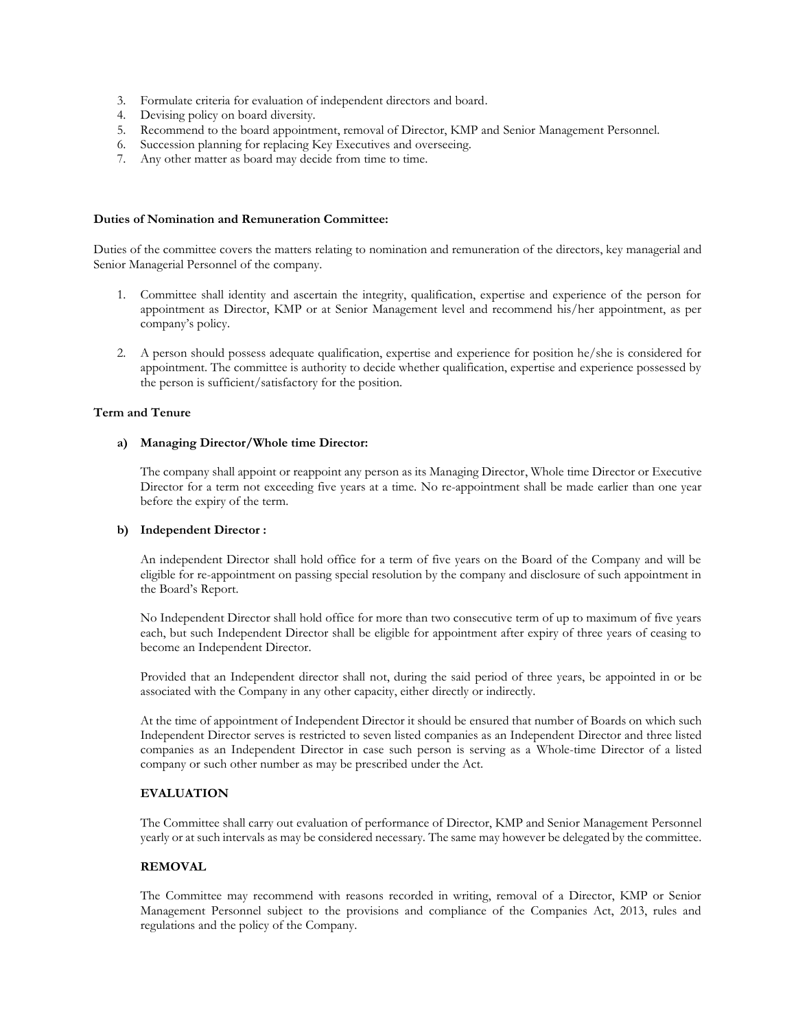3. Formulate criteria for evaluation of independent directors and board.
4. Devising policy on board diversity.
5. Recommend to the board appointment, removal of Director, KMP and Senior Management Personnel.
6. Succession planning for replacing Key Executives and overseeing.
7. Any other matter as board may decide from time to time.

**Duties of Nomination and Remuneration Committee:**

Duties of the committee covers the matters relating to nomination and remuneration of the directors, key managerial and Senior Managerial Personnel of the company.

1. Committee shall identity and ascertain the integrity, qualification, expertise and experience of the person for appointment as Director, KMP or at Senior Management level and recommend his/her appointment, as per company's policy.

2. A person should possess adequate qualification, expertise and experience for position he/she is considered for appointment. The committee is authority to decide whether qualification, expertise and experience possessed by the person is sufficient/satisfactory for the position.

**Term and Tenure**

**a) Managing Director/Whole time Director:**

The company shall appoint or reappoint any person as its Managing Director, Whole time Director or Executive Director for a term not exceeding five years at a time. No re-appointment shall be made earlier than one year before the expiry of the term.

**b) Independent Director :**

An independent Director shall hold office for a term of five years on the Board of the Company and will be eligible for re-appointment on passing special resolution by the company and disclosure of such appointment in the Board's Report.

No Independent Director shall hold office for more than two consecutive term of up to maximum of five years each, but such Independent Director shall be eligible for appointment after expiry of three years of ceasing to become an Independent Director.

Provided that an Independent director shall not, during the said period of three years, be appointed in or be associated with the Company in any other capacity, either directly or indirectly.

At the time of appointment of Independent Director it should be ensured that number of Boards on which such Independent Director serves is restricted to seven listed companies as an Independent Director and three listed companies as an Independent Director in case such person is serving as a Whole-time Director of a listed company or such other number as may be prescribed under the Act.

**EVALUATION**

The Committee shall carry out evaluation of performance of Director, KMP and Senior Management Personnel yearly or at such intervals as may be considered necessary. The same may however be delegated by the committee.

**REMOVAL**

The Committee may recommend with reasons recorded in writing, removal of a Director, KMP or Senior Management Personnel subject to the provisions and compliance of the Companies Act, 2013, rules and regulations and the policy of the Company.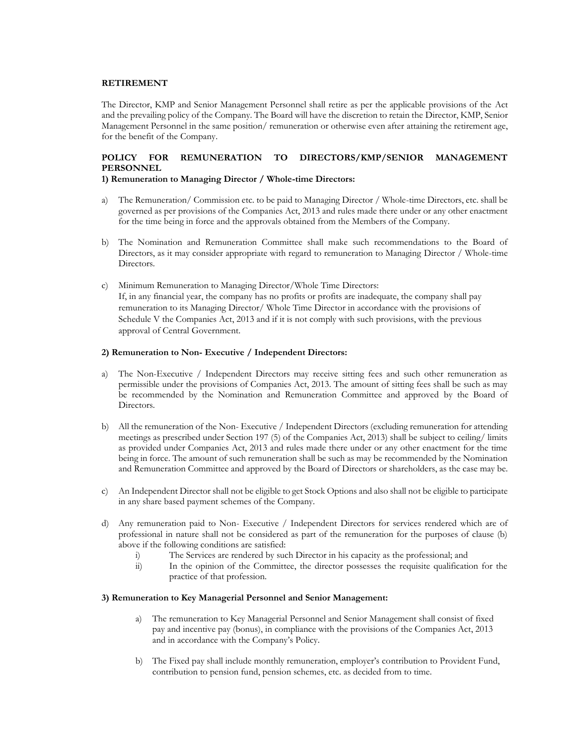**RETIREMENT**

The Director, KMP and Senior Management Personnel shall retire as per the applicable provisions of the Act and the prevailing policy of the Company. The Board will have the discretion to retain the Director, KMP, Senior Management Personnel in the same position/ remuneration or otherwise even after attaining the retirement age, for the benefit of the Company.

**POLICY FOR REMUNERATION TO DIRECTORS/KMP/SENIOR MANAGEMENT PERSONNEL**

**1) Remuneration to Managing Director / Whole-time Directors:**

a) The Remuneration/ Commission etc. to be paid to Managing Director / Whole-time Directors, etc. shall be governed as per provisions of the Companies Act, 2013 and rules made there under or any other enactment for the time being in force and the approvals obtained from the Members of the Company.

b) The Nomination and Remuneration Committee shall make such recommendations to the Board of Directors, as it may consider appropriate with regard to remuneration to Managing Director / Whole-time Directors.

c) Minimum Remuneration to Managing Director/Whole Time Directors:
If, in any financial year, the company has no profits or profits are inadequate, the company shall pay remuneration to its Managing Director/ Whole Time Director in accordance with the provisions of Schedule V the Companies Act, 2013 and if it is not comply with such provisions, with the previous approval of Central Government.

**2) Remuneration to Non- Executive / Independent Directors:**

a) The Non-Executive / Independent Directors may receive sitting fees and such other remuneration as permissible under the provisions of Companies Act, 2013. The amount of sitting fees shall be such as may be recommended by the Nomination and Remuneration Committee and approved by the Board of Directors.

b) All the remuneration of the Non- Executive / Independent Directors (excluding remuneration for attending meetings as prescribed under Section 197 (5) of the Companies Act, 2013) shall be subject to ceiling/ limits as provided under Companies Act, 2013 and rules made there under or any other enactment for the time being in force. The amount of such remuneration shall be such as may be recommended by the Nomination and Remuneration Committee and approved by the Board of Directors or shareholders, as the case may be.

c) An Independent Director shall not be eligible to get Stock Options and also shall not be eligible to participate in any share based payment schemes of the Company.

d) Any remuneration paid to Non- Executive / Independent Directors for services rendered which are of professional in nature shall not be considered as part of the remuneration for the purposes of clause (b) above if the following conditions are satisfied:
   i) The Services are rendered by such Director in his capacity as the professional; and
   ii) In the opinion of the Committee, the director possesses the requisite qualification for the practice of that profession.

**3) Remuneration to Key Managerial Personnel and Senior Management:**

a) The remuneration to Key Managerial Personnel and Senior Management shall consist of fixed pay and incentive pay (bonus), in compliance with the provisions of the Companies Act, 2013 and in accordance with the Company's Policy.

b) The Fixed pay shall include monthly remuneration, employer's contribution to Provident Fund, contribution to pension fund, pension schemes, etc. as decided from to time.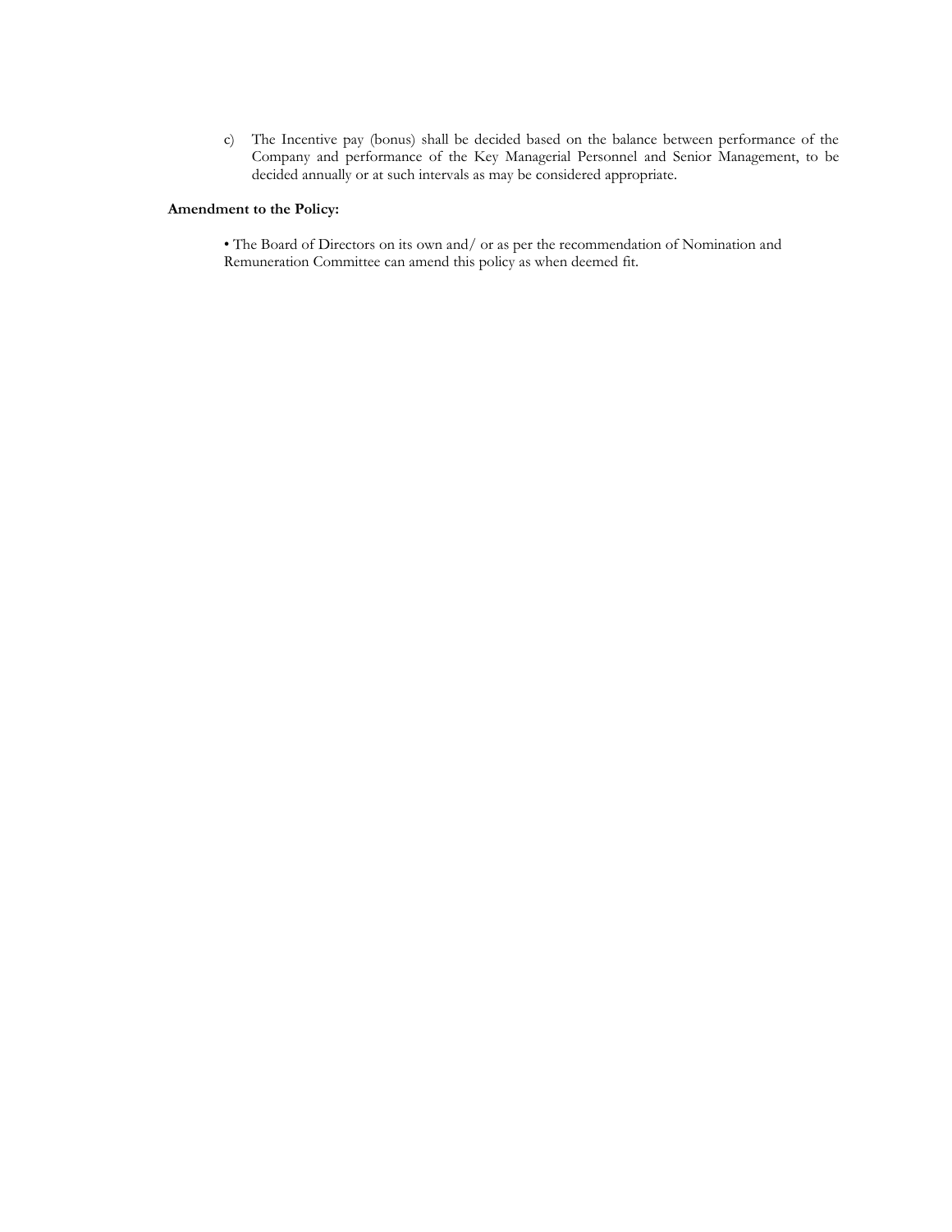c) The Incentive pay (bonus) shall be decided based on the balance between performance of the Company and performance of the Key Managerial Personnel and Senior Management, to be decided annually or at such intervals as may be considered appropriate.

**Amendment to the Policy:**

• The Board of Directors on its own and/ or as per the recommendation of Nomination and Remuneration Committee can amend this policy as when deemed fit.